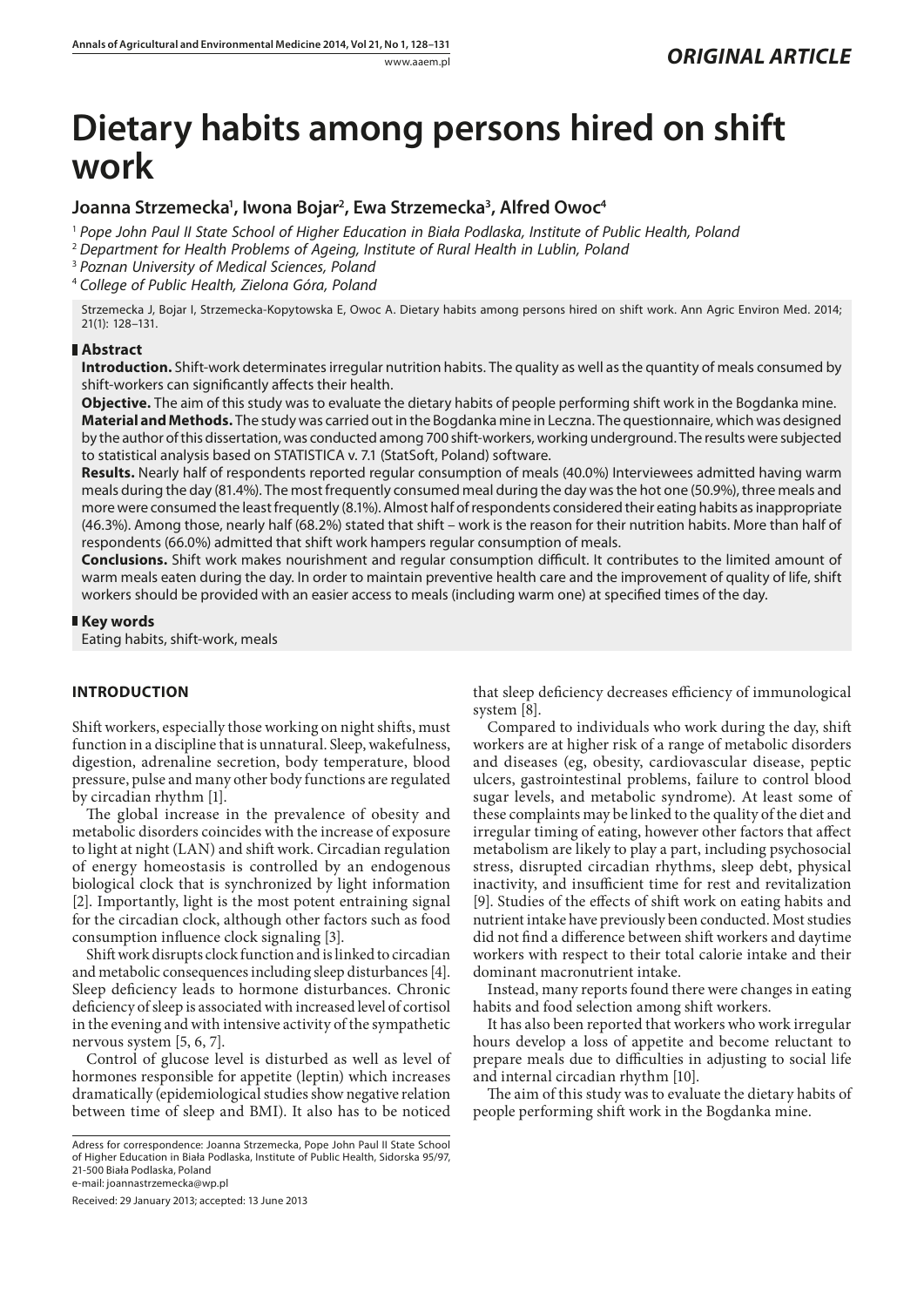*ORIGINAL ARTICLE*

# Dietary habits among persons hired on shift work

**Joanna Strzemecka[1], Iwona Bojar[2], Ewa Strzemecka[3], Alfred Owoc[4]**

[1] *Pope John Paul II State School of Higher Education in Biała Podlaska, Institute of Public Health, Poland*
[2] *Department for Health Problems of Ageing, Institute of Rural Health in Lublin, Poland*
[3] *Poznan University of Medical Sciences, Poland*
[4] *College of Public Health, Zielona Góra, Poland*

Strzemecka J, Bojar I, Strzemecka-Kopytowska E, Owoc A. Dietary habits among persons hired on shift work. Ann Agric Environ Med. 2014; 21(1): 128–131.

## Abstract

**Introduction.** Shift-work determinates irregular nutrition habits. The quality as well as the quantity of meals consumed by shift-workers can significantly affects their health.

**Objective.** The aim of this study was to evaluate the dietary habits of people performing shift work in the Bogdanka mine.

**Material and Methods.** The study was carried out in the Bogdanka mine in Leczna. The questionnaire, which was designed by the author of this dissertation, was conducted among 700 shift-workers, working underground. The results were subjected to statistical analysis based on STATISTICA v. 7.1 (StatSoft, Poland) software.

**Results.** Nearly half of respondents reported regular consumption of meals (40.0%) Interviewees admitted having warm meals during the day (81.4%). The most frequently consumed meal during the day was the hot one (50.9%), three meals and more were consumed the least frequently (8.1%). Almost half of respondents considered their eating habits as inappropriate (46.3%). Among those, nearly half (68.2%) stated that shift – work is the reason for their nutrition habits. More than half of respondents (66.0%) admitted that shift work hampers regular consumption of meals.

**Conclusions.** Shift work makes nourishment and regular consumption difficult. It contributes to the limited amount of warm meals eaten during the day. In order to maintain preventive health care and the improvement of quality of life, shift workers should be provided with an easier access to meals (including warm one) at specified times of the day.

## Key words

Eating habits, shift-work, meals

## INTRODUCTION

Shift workers, especially those working on night shifts, must function in a discipline that is unnatural. Sleep, wakefulness, digestion, adrenaline secretion, body temperature, blood pressure, pulse and many other body functions are regulated by circadian rhythm [1].

The global increase in the prevalence of obesity and metabolic disorders coincides with the increase of exposure to light at night (LAN) and shift work. Circadian regulation of energy homeostasis is controlled by an endogenous biological clock that is synchronized by light information [2]. Importantly, light is the most potent entraining signal for the circadian clock, although other factors such as food consumption influence clock signaling [3].

Shift work disrupts clock function and is linked to circadian and metabolic consequences including sleep disturbances [4]. Sleep deficiency leads to hormone disturbances. Chronic deficiency of sleep is associated with increased level of cortisol in the evening and with intensive activity of the sympathetic nervous system [5, 6, 7].

Control of glucose level is disturbed as well as level of hormones responsible for appetite (leptin) which increases dramatically (epidemiological studies show negative relation between time of sleep and BMI). It also has to be noticed that sleep deficiency decreases efficiency of immunological system [8].

Compared to individuals who work during the day, shift workers are at higher risk of a range of metabolic disorders and diseases (eg, obesity, cardiovascular disease, peptic ulcers, gastrointestinal problems, failure to control blood sugar levels, and metabolic syndrome). At least some of these complaints may be linked to the quality of the diet and irregular timing of eating, however other factors that affect metabolism are likely to play a part, including psychosocial stress, disrupted circadian rhythms, sleep debt, physical inactivity, and insufficient time for rest and revitalization [9]. Studies of the effects of shift work on eating habits and nutrient intake have previously been conducted. Most studies did not find a difference between shift workers and daytime workers with respect to their total calorie intake and their dominant macronutrient intake.

Instead, many reports found there were changes in eating habits and food selection among shift workers.

It has also been reported that workers who work irregular hours develop a loss of appetite and become reluctant to prepare meals due to difficulties in adjusting to social life and internal circadian rhythm [10].

The aim of this study was to evaluate the dietary habits of people performing shift work in the Bogdanka mine.

Adress for correspondence: Joanna Strzemecka, Pope John Paul II State School of Higher Education in Biała Podlaska, Institute of Public Health, Sidorska 95/97, 21-500 Biała Podlaska, Poland
e-mail: joannastrzemecka@wp.pl

Received: 29 January 2013; accepted: 13 June 2013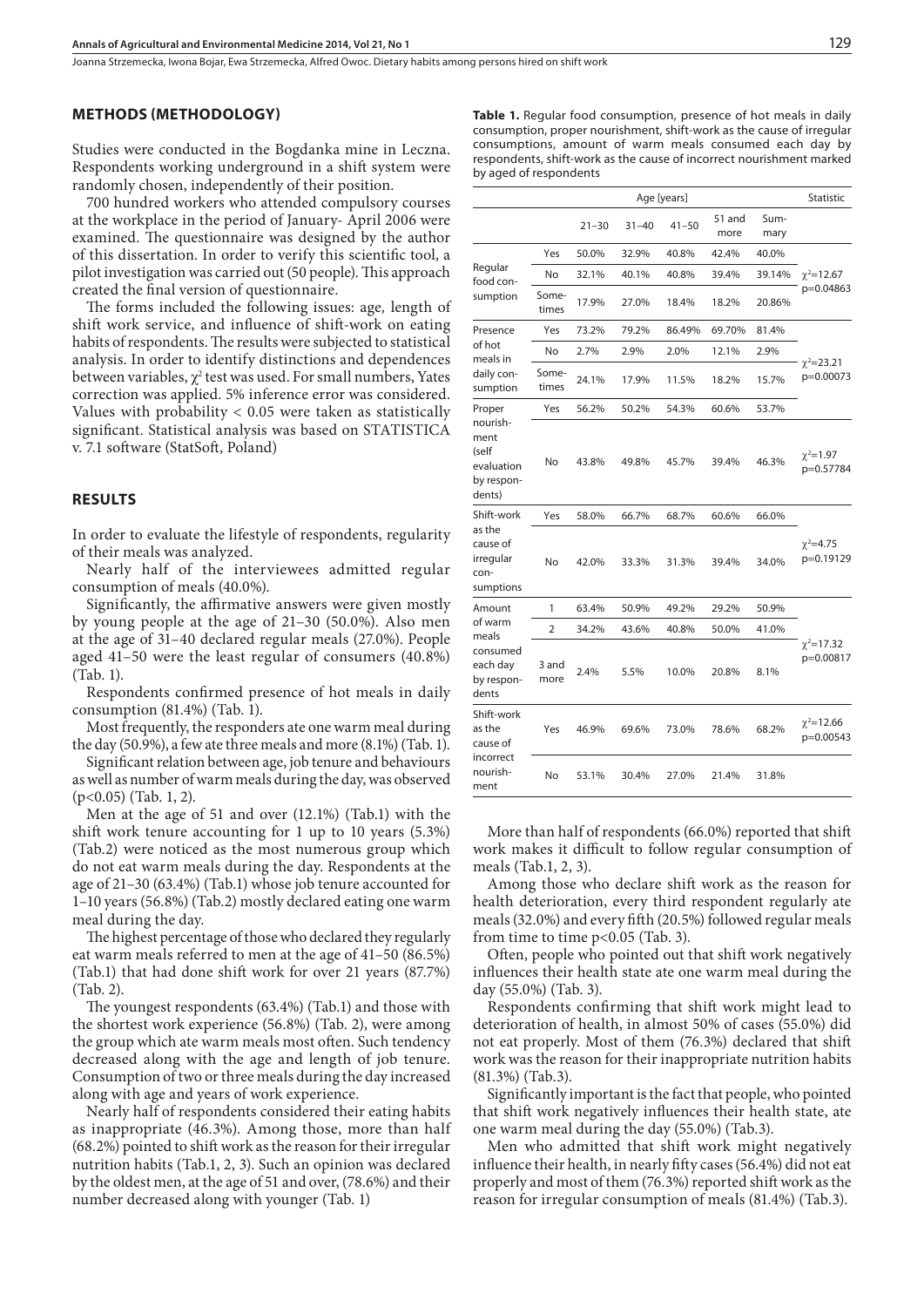## METHODS (METHODOLOGY)

Studies were conducted in the Bogdanka mine in Leczna. Respondents working underground in a shift system were randomly chosen, independently of their position.

700 hundred workers who attended compulsory courses at the workplace in the period of January- April 2006 were examined. The questionnaire was designed by the author of this dissertation. In order to verify this scientific tool, a pilot investigation was carried out (50 people). This approach created the final version of questionnaire.

The forms included the following issues: age, length of shift work service, and influence of shift-work on eating habits of respondents. The results were subjected to statistical analysis. In order to identify distinctions and dependences between variables, $\chi^2$ test was used. For small numbers, Yates correction was applied. 5% inference error was considered. Values with probability < 0.05 were taken as statistically significant. Statistical analysis was based on STATISTICA v. 7.1 software (StatSoft, Poland)

## RESULTS

In order to evaluate the lifestyle of respondents, regularity of their meals was analyzed.

Nearly half of the interviewees admitted regular consumption of meals (40.0%).

Significantly, the affirmative answers were given mostly by young people at the age of 21–30 (50.0%). Also men at the age of 31–40 declared regular meals (27.0%). People aged 41–50 were the least regular of consumers (40.8%) (Tab. 1).

Respondents confirmed presence of hot meals in daily consumption (81.4%) (Tab. 1).

Most frequently, the responders ate one warm meal during the day (50.9%), a few ate three meals and more (8.1%) (Tab. 1).

Significant relation between age, job tenure and behaviours as well as number of warm meals during the day, was observed (p<0.05) (Tab. 1, 2).

Men at the age of 51 and over (12.1%) (Tab.1) with the shift work tenure accounting for 1 up to 10 years (5.3%) (Tab.2) were noticed as the most numerous group which do not eat warm meals during the day. Respondents at the age of 21–30 (63.4%) (Tab.1) whose job tenure accounted for 1–10 years (56.8%) (Tab.2) mostly declared eating one warm meal during the day.

The highest percentage of those who declared they regularly eat warm meals referred to men at the age of 41–50 (86.5%) (Tab.1) that had done shift work for over 21 years (87.7%) (Tab. 2).

The youngest respondents (63.4%) (Tab.1) and those with the shortest work experience (56.8%) (Tab. 2), were among the group which ate warm meals most often. Such tendency decreased along with the age and length of job tenure. Consumption of two or three meals during the day increased along with age and years of work experience.

Nearly half of respondents considered their eating habits as inappropriate (46.3%). Among those, more than half (68.2%) pointed to shift work as the reason for their irregular nutrition habits (Tab.1, 2, 3). Such an opinion was declared by the oldest men, at the age of 51 and over, (78.6%) and their number decreased along with younger (Tab. 1)

**Table 1.** Regular food consumption, presence of hot meals in daily consumption, proper nourishment, shift-work as the cause of irregular consumptions, amount of warm meals consumed each day by respondents, shift-work as the cause of incorrect nourishment marked by aged of respondents

| | | Age [years] | | | | | Statistic |
|---|---|---|---|---|---|---|---|
| | | 21–30 | 31–40 | 41–50 | 51 and more | Summary | |
| Regular food consumption | Yes | 50.0% | 32.9% | 40.8% | 42.4% | 40.0% | $\chi^2$=12.67 p=0.04863 |
| | No | 32.1% | 40.1% | 40.8% | 39.4% | 39.14% | |
| | Sometimes | 17.9% | 27.0% | 18.4% | 18.2% | 20.86% | |
| Presence of hot meals in daily consumption | Yes | 73.2% | 79.2% | 86.49% | 69.70% | 81.4% | $\chi^2$=23.21 p=0.00073 |
| | No | 2.7% | 2.9% | 2.0% | 12.1% | 2.9% | |
| | Sometimes | 24.1% | 17.9% | 11.5% | 18.2% | 15.7% | |
| Proper nourishment (self evaluation by respondents) | Yes | 56.2% | 50.2% | 54.3% | 60.6% | 53.7% | $\chi^2$=1.97 p=0.57784 |
| | No | 43.8% | 49.8% | 45.7% | 39.4% | 46.3% | |
| Shift-work as the cause of irregular consumptions | Yes | 58.0% | 66.7% | 68.7% | 60.6% | 66.0% | $\chi^2$=4.75 p=0.19129 |
| | No | 42.0% | 33.3% | 31.3% | 39.4% | 34.0% | |
| Amount of warm meals consumed each day by respondents | 1 | 63.4% | 50.9% | 49.2% | 29.2% | 50.9% | $\chi^2$=17.32 p=0.00817 |
| | 2 | 34.2% | 43.6% | 40.8% | 50.0% | 41.0% | |
| | 3 and more | 2.4% | 5.5% | 10.0% | 20.8% | 8.1% | |
| Shift-work as the cause of incorrect nourishment | Yes | 46.9% | 69.6% | 73.0% | 78.6% | 68.2% | $\chi^2$=12.66 p=0.00543 |
| | No | 53.1% | 30.4% | 27.0% | 21.4% | 31.8% | |

More than half of respondents (66.0%) reported that shift work makes it difficult to follow regular consumption of meals (Tab.1, 2, 3).

Among those who declare shift work as the reason for health deterioration, every third respondent regularly ate meals (32.0%) and every fifth (20.5%) followed regular meals from time to time p<0.05 (Tab. 3).

Often, people who pointed out that shift work negatively influences their health state ate one warm meal during the day (55.0%) (Tab. 3).

Respondents confirming that shift work might lead to deterioration of health, in almost 50% of cases (55.0%) did not eat properly. Most of them (76.3%) declared that shift work was the reason for their inappropriate nutrition habits (81.3%) (Tab.3).

Significantly important is the fact that people, who pointed that shift work negatively influences their health state, ate one warm meal during the day (55.0%) (Tab.3).

Men who admitted that shift work might negatively influence their health, in nearly fifty cases (56.4%) did not eat properly and most of them (76.3%) reported shift work as the reason for irregular consumption of meals (81.4%) (Tab.3).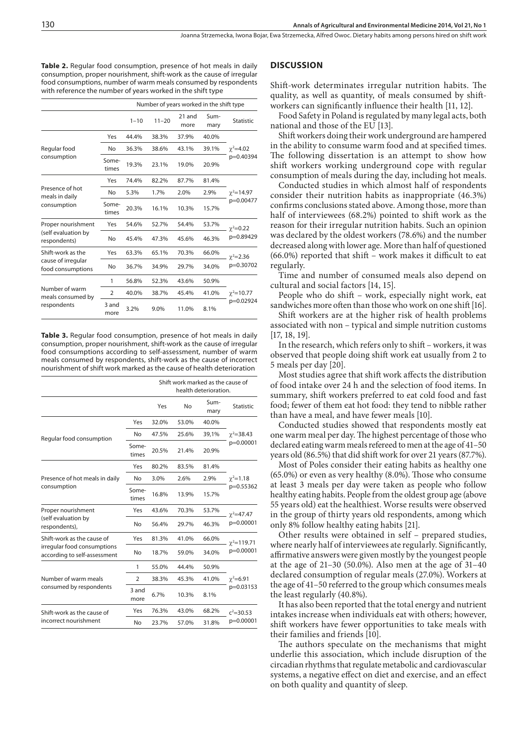**Table 2.** Regular food consumption, presence of hot meals in daily consumption, proper nourishment, shift-work as the cause of irregular food consumptions, number of warm meals consumed by respondents with reference the number of years worked in the shift type

| | | Number of years worked in the shift type | | | | |
|---|---|---|---|---|---|---|
| | | 1–10 | 11–20 | 21 and more | Summary | Statistic |
| Regular food consumption | Yes | 44.4% | 38.3% | 37.9% | 40.0% | $\chi^2$=4.02 p=0.40394 |
| | No | 36.3% | 38.6% | 43.1% | 39.1% | |
| | Sometimes | 19.3% | 23.1% | 19.0% | 20.9% | |
| Presence of hot meals in daily consumption | Yes | 74.4% | 82.2% | 87.7% | 81.4% | $\chi^2$=14.97 p=0.00477 |
| | No | 5.3% | 1.7% | 2.0% | 2.9% | |
| | Sometimes | 20.3% | 16.1% | 10.3% | 15.7% | |
| Proper nourishment (self evaluation by respondents) | Yes | 54.6% | 52.7% | 54.4% | 53.7% | $\chi^2$=0.22 p=0.89429 |
| | No | 45.4% | 47.3% | 45.6% | 46.3% | |
| Shift-work as the cause of irregular food consumptions | Yes | 63.3% | 65.1% | 70.3% | 66.0% | $\chi^2$=2.36 p=0.30702 |
| | No | 36.7% | 34.9% | 29.7% | 34.0% | |
| Number of warm meals consumed by respondents | 1 | 56.8% | 52.3% | 43.6% | 50.9% | $\chi^2$=10.77 p=0.02924 |
| | 2 | 40.0% | 38.7% | 45.4% | 41.0% | |
| | 3 and more | 3.2% | 9.0% | 11.0% | 8.1% | |

**Table 3.** Regular food consumption, presence of hot meals in daily consumption, proper nourishment, shift-work as the cause of irregular food consumptions according to self-assessment, number of warm meals consumed by respondents, shift-work as the cause of incorrect nourishment of shift work marked as the cause of health deterioration

| | | Shift work marked as the cause of health deterioration. | | | |
|---|---|---|---|---|---|
| | | Yes | No | Summary | Statistic |
| Regular food consumption | Yes | 32.0% | 53.0% | 40.0% | $\chi^2$=38.43 p=0.00001 |
| | No | 47.5% | 25.6% | 39,1% | |
| | Sometimes | 20.5% | 21.4% | 20.9% | |
| Presence of hot meals in daily consumption | Yes | 80.2% | 83.5% | 81.4% | $\chi^2$=1.18 p=0.55362 |
| | No | 3.0% | 2.6% | 2.9% | |
| | Sometimes | 16.8% | 13.9% | 15.7% | |
| Proper nourishment (self evaluation by respondents), | Yes | 43.6% | 70.3% | 53.7% | $\chi^2$=47.47 p=0.00001 |
| | No | 56.4% | 29.7% | 46.3% | |
| Shift-work as the cause of irregular food consumptions according to self-assessment | Yes | 81.3% | 41.0% | 66.0% | $\chi^2$=119.71 p=0.00001 |
| | No | 18.7% | 59.0% | 34.0% | |
| Number of warm meals consumed by respondents | 1 | 55.0% | 44.4% | 50.9% | $\chi^2$=6.91 p=0.03153 |
| | 2 | 38.3% | 45.3% | 41.0% | |
| | 3 and more | 6.7% | 10.3% | 8.1% | |
| Shift-work as the cause of incorrect nourishment | Yes | 76.3% | 43.0% | 68.2% | $c^2$=30.53 p=0.00001 |
| | No | 23.7% | 57.0% | 31.8% | |

## DISCUSSION

Shift-work determinates irregular nutrition habits. The quality, as well as quantity, of meals consumed by shift-workers can significantly influence their health [11, 12].

Food Safety in Poland is regulated by many legal acts, both national and those of the EU [13].

Shift workers doing their work underground are hampered in the ability to consume warm food and at specified times. The following dissertation is an attempt to show how shift workers working underground cope with regular consumption of meals during the day, including hot meals.

Conducted studies in which almost half of respondents consider their nutrition habits as inappropriate (46.3%) confirms conclusions stated above. Among those, more than half of interviewees (68.2%) pointed to shift work as the reason for their irregular nutrition habits. Such an opinion was declared by the oldest workers (78.6%) and the number decreased along with lower age. More than half of questioned (66.0%) reported that shift – work makes it difficult to eat regularly.

Time and number of consumed meals also depend on cultural and social factors [14, 15].

People who do shift – work, especially night work, eat sandwiches more often than those who work on one shift [16].

Shift workers are at the higher risk of health problems associated with non – typical and simple nutrition customs [17, 18, 19].

In the research, which refers only to shift – workers, it was observed that people doing shift work eat usually from 2 to 5 meals per day [20].

Most studies agree that shift work affects the distribution of food intake over 24 h and the selection of food items. In summary, shift workers preferred to eat cold food and fast food; fewer of them eat hot food: they tend to nibble rather than have a meal, and have fewer meals [10].

Conducted studies showed that respondents mostly eat one warm meal per day. The highest percentage of those who declared eating warm meals refereed to men at the age of 41–50 years old (86.5%) that did shift work for over 21 years (87.7%).

Most of Poles consider their eating habits as healthy one (65.0%) or even as very healthy (8.0%). Those who consume at least 3 meals per day were taken as people who follow healthy eating habits. People from the oldest group age (above 55 years old) eat the healthiest. Worse results were observed in the group of thirty years old respondents, among which only 8% follow healthy eating habits [21].

Other results were obtained in self – prepared studies, where nearly half of interviewees ate regularly. Significantly, affirmative answers were given mostly by the youngest people at the age of 21–30 (50.0%). Also men at the age of 31–40 declared consumption of regular meals (27.0%). Workers at the age of 41–50 referred to the group which consumes meals the least regularly (40.8%).

It has also been reported that the total energy and nutrient intakes increase when individuals eat with others; however, shift workers have fewer opportunities to take meals with their families and friends [10].

The authors speculate on the mechanisms that might underlie this association, which include disruption of the circadian rhythms that regulate metabolic and cardiovascular systems, a negative effect on diet and exercise, and an effect on both quality and quantity of sleep.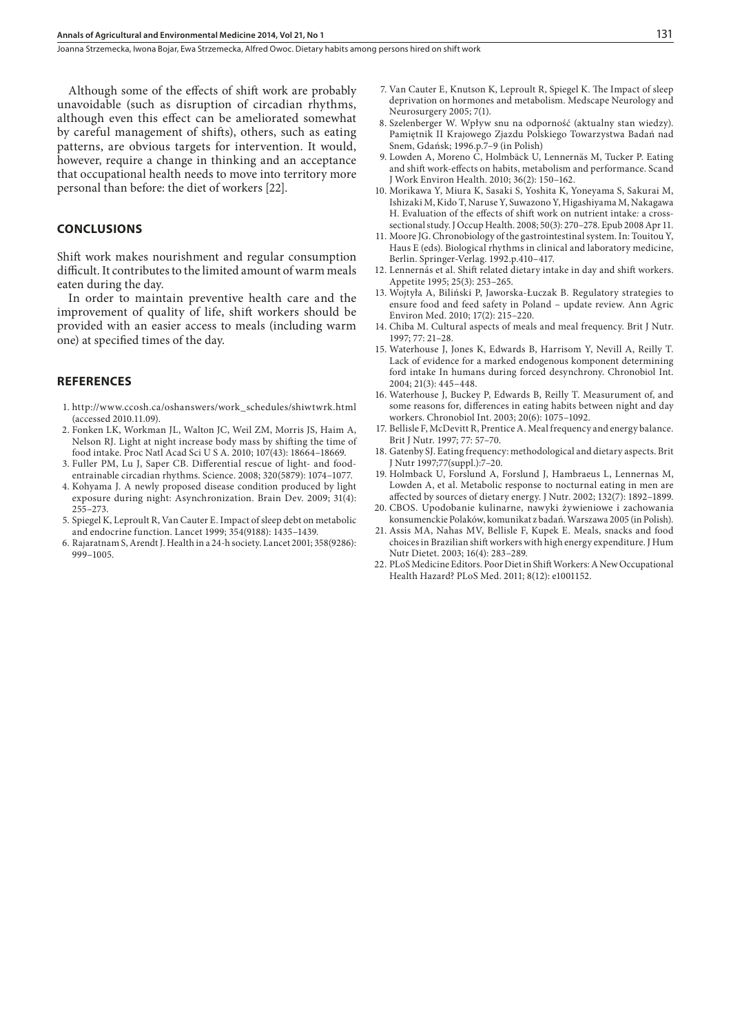Although some of the effects of shift work are probably unavoidable (such as disruption of circadian rhythms, although even this effect can be ameliorated somewhat by careful management of shifts), others, such as eating patterns, are obvious targets for intervention. It would, however, require a change in thinking and an acceptance that occupational health needs to move into territory more personal than before: the diet of workers [22].

## CONCLUSIONS

Shift work makes nourishment and regular consumption difficult. It contributes to the limited amount of warm meals eaten during the day.

In order to maintain preventive health care and the improvement of quality of life, shift workers should be provided with an easier access to meals (including warm one) at specified times of the day.

## REFERENCES

1. http://www.ccosh.ca/oshanswers/work_schedules/shiwtwrk.html (accessed 2010.11.09).
2. Fonken LK, Workman JL, Walton JC, Weil ZM, Morris JS, Haim A, Nelson RJ. Light at night increase body mass by shifting the time of food intake. Proc Natl Acad Sci U S A. 2010; 107(43): 18664–18669.
3. Fuller PM, Lu J, Saper CB. Differential rescue of light- and food-entrainable circadian rhythms. Science. 2008; 320(5879): 1074–1077.
4. Kohyama J. A newly proposed disease condition produced by light exposure during night: Asynchronization. Brain Dev. 2009; 31(4): 255–273.
5. Spiegel K, Leproult R, Van Cauter E. Impact of sleep debt on metabolic and endocrine function. Lancet 1999; 354(9188): 1435–1439.
6. Rajaratnam S, Arendt J. Health in a 24-h society. Lancet 2001; 358(9286): 999–1005.
7. Van Cauter E, Knutson K, Leproult R, Spiegel K. The Impact of sleep deprivation on hormones and metabolism. Medscape Neurology and Neurosurgery 2005; 7(1).
8. Szelenberger W. Wpływ snu na odporność (aktualny stan wiedzy). Pamiętnik II Krajowego Zjazdu Polskiego Towarzystwa Badań nad Snem, Gdańsk; 1996.p.7–9 (in Polish)
9. Lowden A, Moreno C, Holmbäck U, Lennernäs M, Tucker P. Eating and shift work-effects on habits, metabolism and performance. Scand J Work Environ Health. 2010; 36(2): 150–162.
10. Morikawa Y, Miura K, Sasaki S, Yoshita K, Yoneyama S, Sakurai M, Ishizaki M, Kido T, Naruse Y, Suwazono Y, Higashiyama M, Nakagawa H. Evaluation of the effects of shift work on nutrient intake: a cross-sectional study. J Occup Health. 2008; 50(3): 270–278. Epub 2008 Apr 11.
11. Moore JG. Chronobiology of the gastrointestinal system. In: Touitou Y, Haus E (eds). Biological rhythms in clinical and laboratory medicine, Berlin. Springer-Verlag. 1992.p.410–417.
12. Lennernäs et al. Shift related dietary intake in day and shift workers. Appetite 1995; 25(3): 253–265.
13. Wojtyła A, Biliński P, Jaworska-Łuczak B. Regulatory strategies to ensure food and feed safety in Poland – update review. Ann Agric Environ Med. 2010; 17(2): 215–220.
14. Chiba M. Cultural aspects of meals and meal frequency. Brit J Nutr. 1997; 77: 21–28.
15. Waterhouse J, Jones K, Edwards B, Harrisom Y, Nevill A, Reilly T. Lack of evidence for a marked endogenous komponent determining ford intake In humans during forced desynchrony. Chronobiol Int. 2004; 21(3): 445–448.
16. Waterhouse J, Buckey P, Edwards B, Reilly T. Measurument of, and some reasons for, differences in eating habits between night and day workers. Chronobiol Int. 2003; 20(6): 1075–1092.
17. Bellisle F, McDevitt R, Prentice A. Meal frequency and energy balance. Brit J Nutr. 1997; 77: 57–70.
18. Gatenby SJ. Eating frequency: methodological and dietary aspects. Brit J Nutr 1997;77(suppl.):7–20.
19. Holmback U, Forslund A, Forslund J, Hambraeus L, Lennernas M, Lowden A, et al. Metabolic response to nocturnal eating in men are affected by sources of dietary energy. J Nutr. 2002; 132(7): 1892–1899.
20. CBOS. Upodobanie kulinarne, nawyki żywieniowe i zachowania konsumenckie Polaków, komunikat z badań. Warszawa 2005 (in Polish).
21. Assis MA, Nahas MV, Bellisle F, Kupek E. Meals, snacks and food choices in Brazilian shift workers with high energy expenditure. J Hum Nutr Dietet. 2003; 16(4): 283–289.
22. PLoS Medicine Editors. Poor Diet in Shift Workers: A New Occupational Health Hazard? PLoS Med. 2011; 8(12): e1001152.